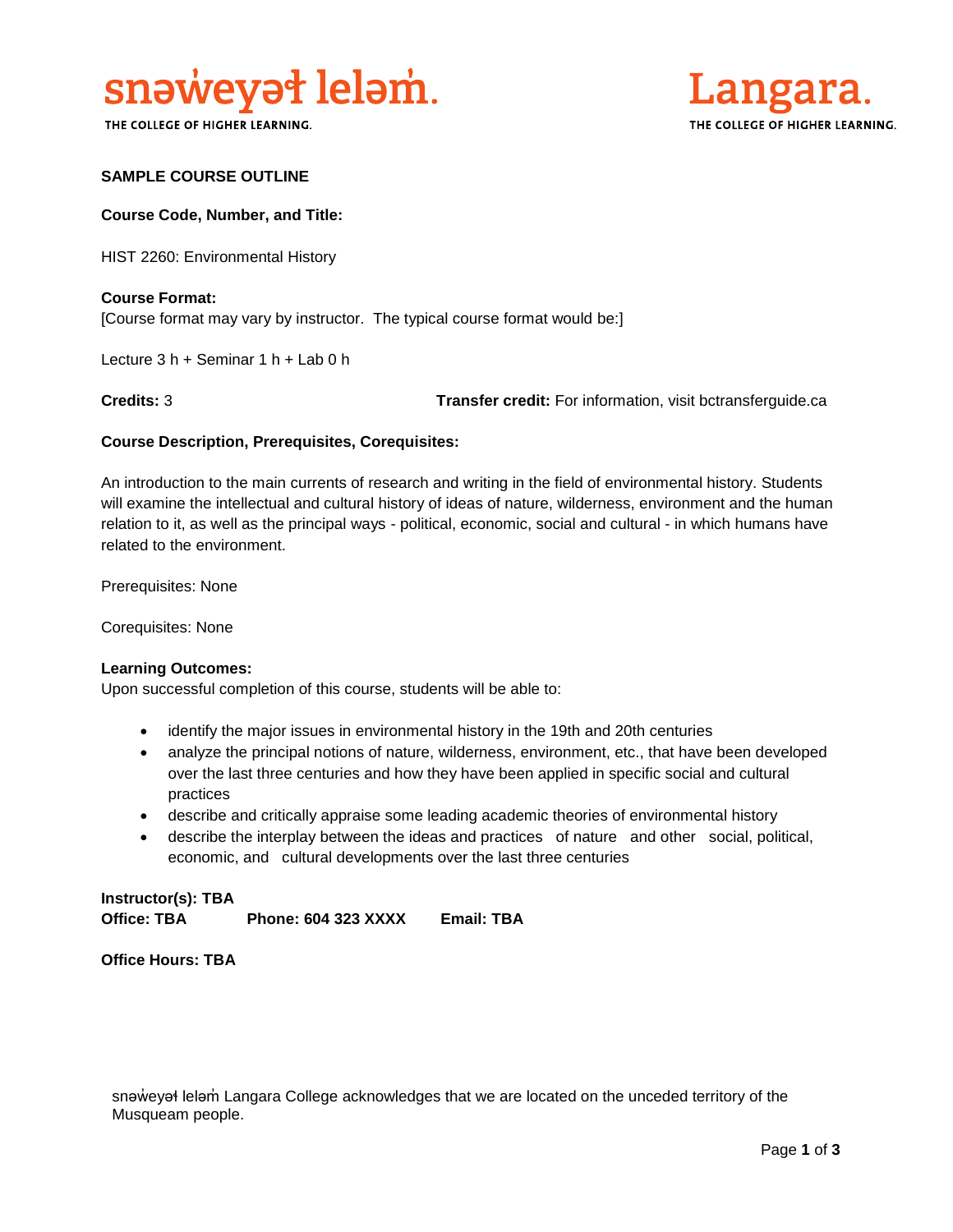snəw̓eyəɬ leləm̓.

THE COLLEGE OF HIGHER LEARNING.

Langara.

THE COLLEGE OF HIGHER LEARNING.

**SAMPLE COURSE OUTLINE**

**Course Code, Number, and Title:**

HIST 2260: Environmental History

**Course Format:**
[Course format may vary by instructor. The typical course format would be:]

Lecture 3 h + Seminar 1 h + Lab 0 h

**Credits:** 3

**Transfer credit:** For information, visit bctransferguide.ca

**Course Description, Prerequisites, Corequisites:**

An introduction to the main currents of research and writing in the field of environmental history. Students will examine the intellectual and cultural history of ideas of nature, wilderness, environment and the human relation to it, as well as the principal ways - political, economic, social and cultural - in which humans have related to the environment.

Prerequisites: None

Corequisites: None

**Learning Outcomes:**
Upon successful completion of this course, students will be able to:

- identify the major issues in environmental history in the 19th and 20th centuries
- analyze the principal notions of nature, wilderness, environment, etc., that have been developed over the last three centuries and how they have been applied in specific social and cultural practices
- describe and critically appraise some leading academic theories of environmental history
- describe the interplay between the ideas and practices of nature and other social, political, economic, and cultural developments over the last three centuries

**Instructor(s): TBA**
**Office: TBA** **Phone: 604 323 XXXX** **Email: TBA**

**Office Hours: TBA**

snəw̓eyəɬ leləm̓ Langara College acknowledges that we are located on the unceded territory of the Musqueam people.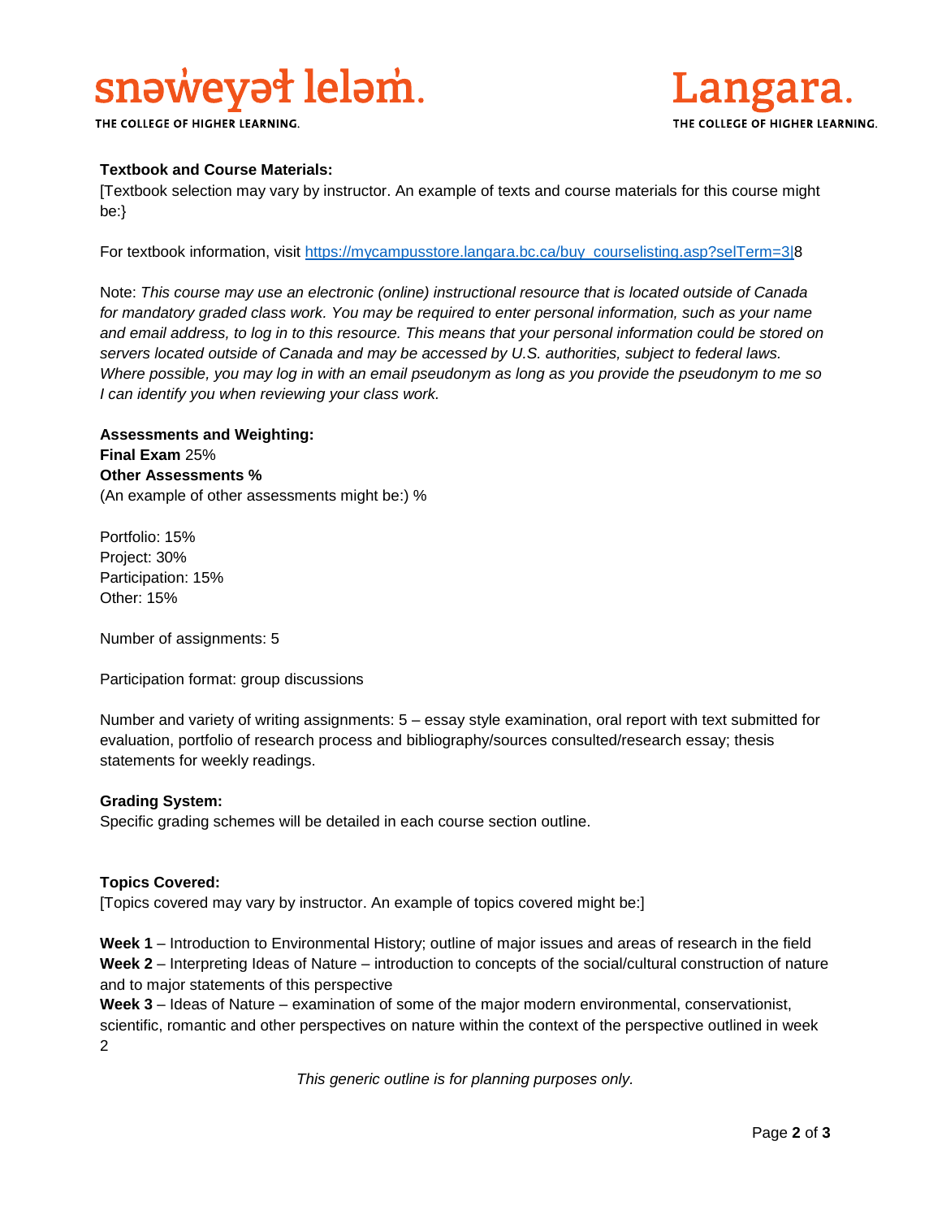**Textbook and Course Materials:**
[Textbook selection may vary by instructor. An example of texts and course materials for this course might be:}

For textbook information, visit [https://mycampusstore.langara.bc.ca/buy_courselisting.asp?selTerm=3|](https://mycampusstore.langara.bc.ca/buy_courselisting.asp?selTerm=3|)8

Note: *This course may use an electronic (online) instructional resource that is located outside of Canada for mandatory graded class work. You may be required to enter personal information, such as your name and email address, to log in to this resource. This means that your personal information could be stored on servers located outside of Canada and may be accessed by U.S. authorities, subject to federal laws. Where possible, you may log in with an email pseudonym as long as you provide the pseudonym to me so I can identify you when reviewing your class work.*

**Assessments and Weighting:**
**Final Exam** 25%
**Other Assessments %**
(An example of other assessments might be:) %

Portfolio: 15%
Project: 30%
Participation: 15%
Other: 15%

Number of assignments: 5

Participation format: group discussions

Number and variety of writing assignments: 5 – essay style examination, oral report with text submitted for evaluation, portfolio of research process and bibliography/sources consulted/research essay; thesis statements for weekly readings.

**Grading System:**
Specific grading schemes will be detailed in each course section outline.

**Topics Covered:**
[Topics covered may vary by instructor. An example of topics covered might be:]

**Week 1** – Introduction to Environmental History; outline of major issues and areas of research in the field
**Week 2** – Interpreting Ideas of Nature – introduction to concepts of the social/cultural construction of nature and to major statements of this perspective
**Week 3** – Ideas of Nature – examination of some of the major modern environmental, conservationist, scientific, romantic and other perspectives on nature within the context of the perspective outlined in week 2

*This generic outline is for planning purposes only.*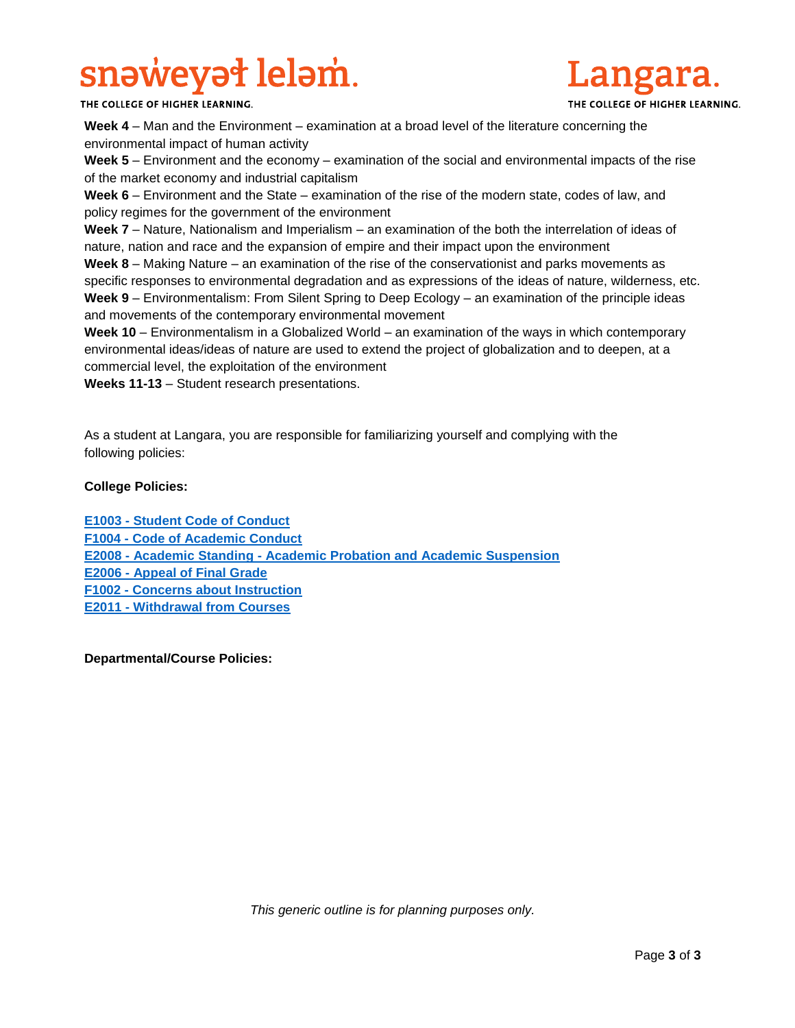**Week 4** – Man and the Environment – examination at a broad level of the literature concerning the environmental impact of human activity

**Week 5** – Environment and the economy – examination of the social and environmental impacts of the rise of the market economy and industrial capitalism

**Week 6** – Environment and the State – examination of the rise of the modern state, codes of law, and policy regimes for the government of the environment

**Week 7** – Nature, Nationalism and Imperialism – an examination of the both the interrelation of ideas of nature, nation and race and the expansion of empire and their impact upon the environment

**Week 8** – Making Nature – an examination of the rise of the conservationist and parks movements as specific responses to environmental degradation and as expressions of the ideas of nature, wilderness, etc.

**Week 9** – Environmentalism: From Silent Spring to Deep Ecology – an examination of the principle ideas and movements of the contemporary environmental movement

**Week 10** – Environmentalism in a Globalized World – an examination of the ways in which contemporary environmental ideas/ideas of nature are used to extend the project of globalization and to deepen, at a commercial level, the exploitation of the environment

**Weeks 11-13** – Student research presentations.

As a student at Langara, you are responsible for familiarizing yourself and complying with the following policies:

**College Policies:**

**E1003 - Student Code of Conduct**
**F1004 - Code of Academic Conduct**
**E2008 - Academic Standing - Academic Probation and Academic Suspension**
**E2006 - Appeal of Final Grade**
**F1002 - Concerns about Instruction**
**E2011 - Withdrawal from Courses**

**Departmental/Course Policies:**

*This generic outline is for planning purposes only.*